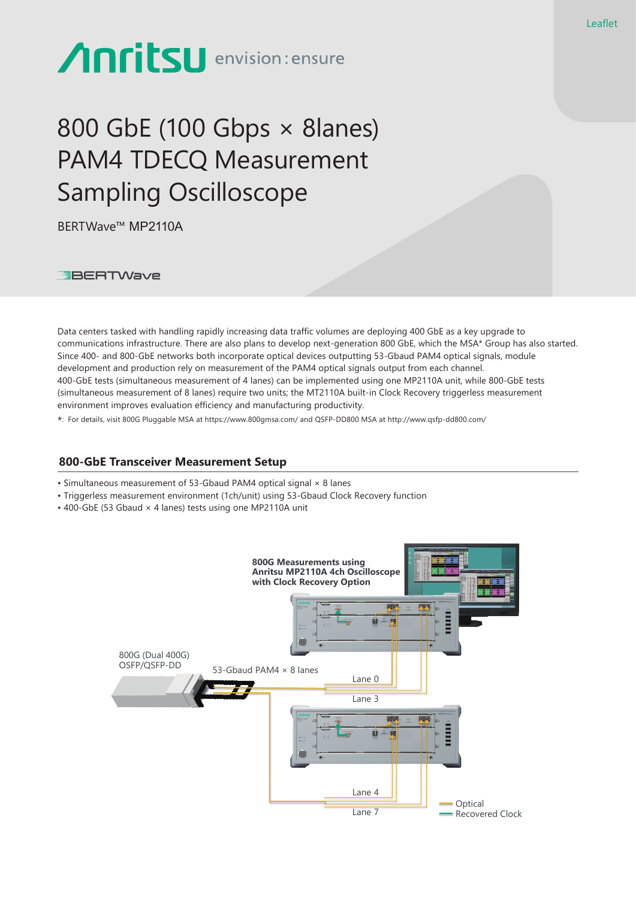Leaflet

# 800 GbE (100 Gbps × 8lanes) PAM4 TDECQ Measurement Sampling Oscilloscope

BERTWave™ MP2110A

Data centers tasked with handling rapidly increasing data traffic volumes are deploying 400 GbE as a key upgrade to communications infrastructure. There are also plans to develop next-generation 800 GbE, which the MSA* Group has also started. Since 400- and 800-GbE networks both incorporate optical devices outputting 53-Gbaud PAM4 optical signals, module development and production rely on measurement of the PAM4 optical signals output from each channel.
400-GbE tests (simultaneous measurement of 4 lanes) can be implemented using one MP2110A unit, while 800-GbE tests (simultaneous measurement of 8 lanes) require two units; the MT2110A built-in Clock Recovery triggerless measurement environment improves evaluation efficiency and manufacturing productivity.

*: For details, visit 800G Pluggable MSA at https://www.800gmsa.com/ and QSFP-DD800 MSA at http://www.qsfp-dd800.com/

## 800-GbE Transceiver Measurement Setup

- Simultaneous measurement of 53-Gbaud PAM4 optical signal × 8 lanes
- Triggerless measurement environment (1ch/unit) using 53-Gbaud Clock Recovery function
- 400-GbE (53 Gbaud × 4 lanes) tests using one MP2110A unit

800G Measurements using Anritsu MP2110A 4ch Oscilloscope with Clock Recovery Option

800G (Dual 400G) OSFP/QSFP-DD

53-Gbaud PAM4 × 8 lanes

Lane 0

Lane 3

Lane 4

Lane 7

Optical

Recovered Clock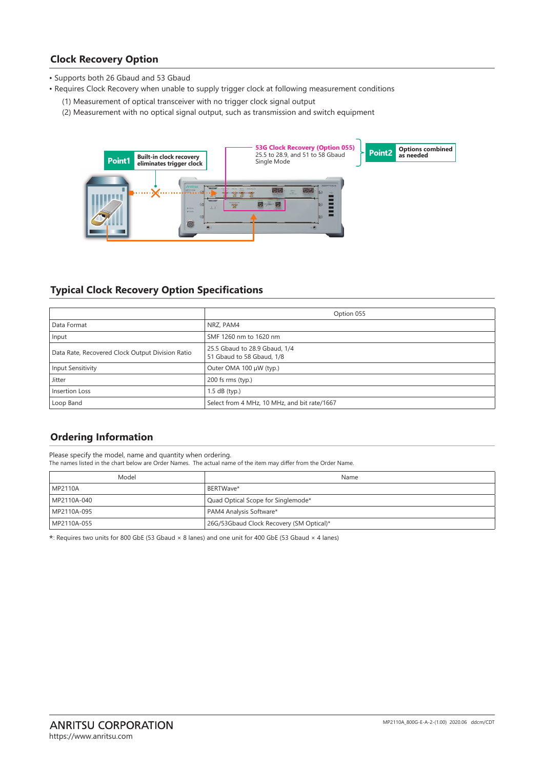## Clock Recovery Option

- Supports both 26 Gbaud and 53 Gbaud
- Requires Clock Recovery when unable to supply trigger clock at following measurement conditions
  - (1) Measurement of optical transceiver with no trigger clock signal output
  - (2) Measurement with no optical signal output, such as transmission and switch equipment

Point1 Built-in clock recovery eliminates trigger clock

53G Clock Recovery (Option 055)
25.5 to 28.9, and 51 to 58 Gbaud
Single Mode

Point2 Options combined as needed

## Typical Clock Recovery Option Specifications

| | Option 055 |
|---|---|
| Data Format | NRZ, PAM4 |
| Input | SMF 1260 nm to 1620 nm |
| Data Rate, Recovered Clock Output Division Ratio | 25.5 Gbaud to 28.9 Gbaud, 1/4<br>51 Gbaud to 58 Gbaud, 1/8 |
| Input Sensitivity | Outer OMA 100 μW (typ.) |
| Jitter | 200 fs rms (typ.) |
| Insertion Loss | 1.5 dB (typ.) |
| Loop Band | Select from 4 MHz, 10 MHz, and bit rate/1667 |

## Ordering Information

Please specify the model, name and quantity when ordering.
The names listed in the chart below are Order Names. The actual name of the item may differ from the Order Name.

| Model | Name |
|---|---|
| MP2110A | BERTWave* |
| MP2110A-040 | Quad Optical Scope for Singlemode* |
| MP2110A-095 | PAM4 Analysis Software* |
| MP2110A-055 | 26G/53Gbaud Clock Recovery (SM Optical)* |

*: Requires two units for 800 GbE (53 Gbaud × 8 lanes) and one unit for 400 GbE (53 Gbaud × 4 lanes)

ANRITSU CORPORATION
https://www.anritsu.com

MP2110A_800G-E-A-2-(1.00) 2020.06 ddcm/CDT